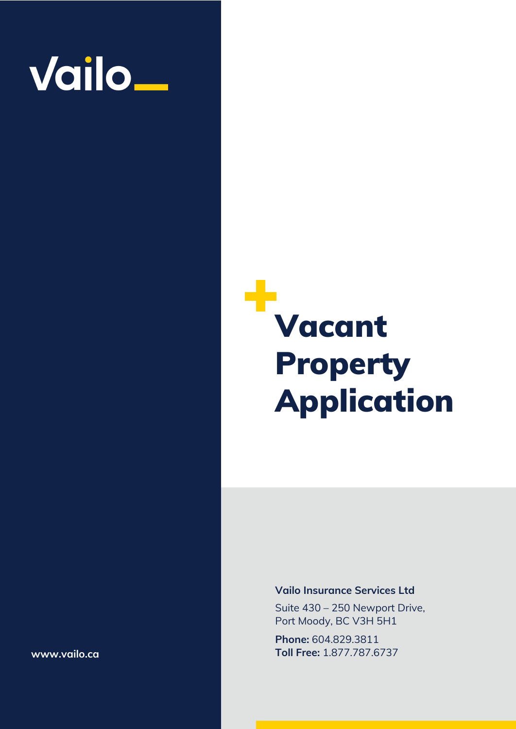Vailo

# Vacant Property Application

**Vailo Insurance Services Ltd**

Suite 430 – 250 Newport Drive,
Port Moody, BC V3H 5H1

**Phone:** 604.829.3811
**Toll Free:** 1.877.787.6737

www.vailo.ca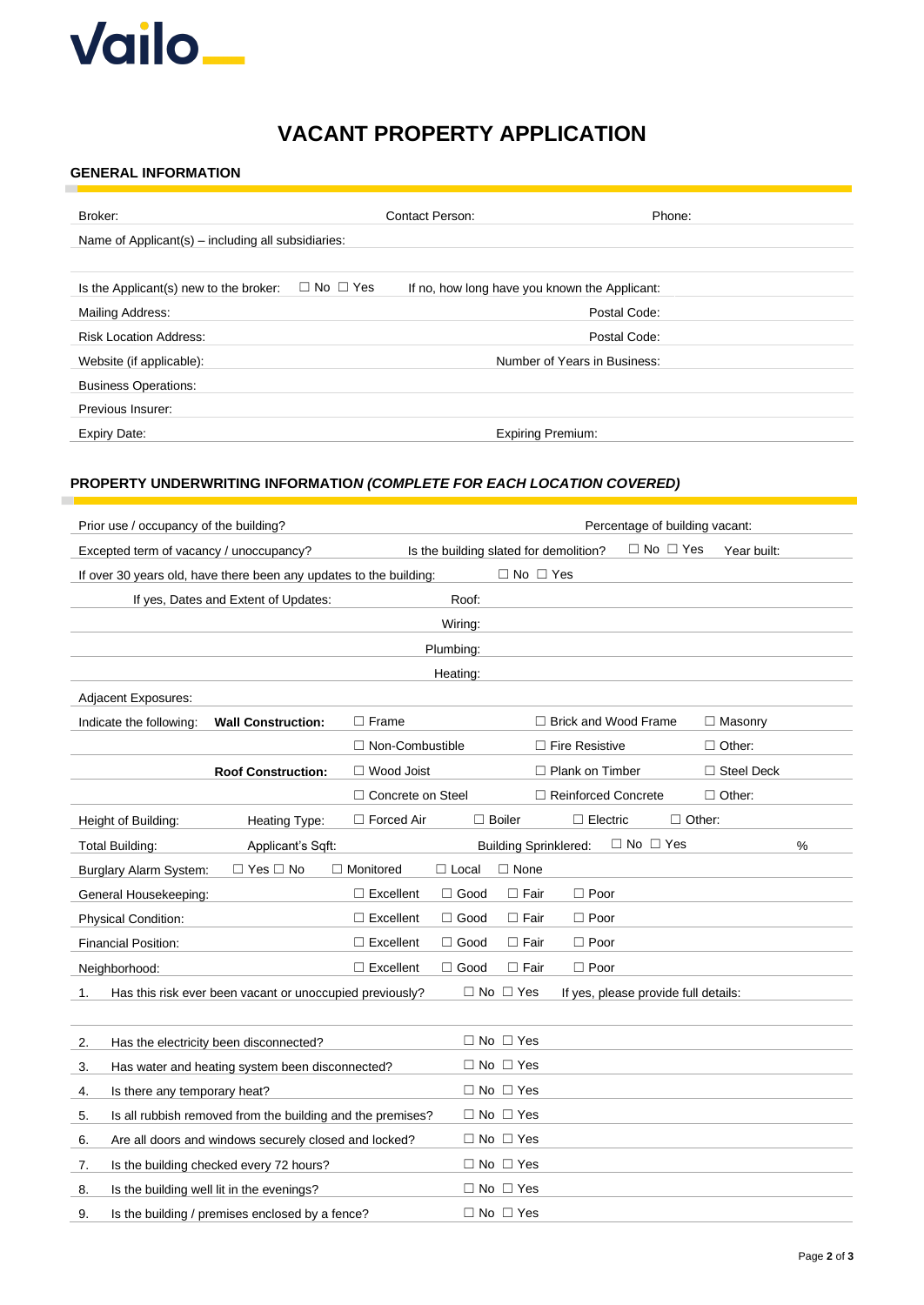Vailo

# VACANT PROPERTY APPLICATION

## GENERAL INFORMATION

Broker: | Contact Person: | Phone:

Name of Applicant(s) – including all subsidiaries:

Is the Applicant(s) new to the broker: ☐ No ☐ Yes | If no, how long have you known the Applicant:

Mailing Address: | Postal Code:

Risk Location Address: | Postal Code:

Website (if applicable): | Number of Years in Business:

Business Operations:

Previous Insurer:

Expiry Date: | Expiring Premium:

## PROPERTY UNDERWRITING INFORMATION *(COMPLETE FOR EACH LOCATION COVERED)*

Prior use / occupancy of the building? | Percentage of building vacant:

Excepted term of vacancy / unoccupancy? | Is the building slated for demolition? ☐ No ☐ Yes | Year built:

If over 30 years old, have there been any updates to the building: ☐ No ☐ Yes

If yes, Dates and Extent of Updates:

- Roof:
- Wiring:
- Plumbing:
- Heating:

Adjacent Exposures:

| Indicate the following: | | | | |
|---|---|---|---|---|
| **Wall Construction:** | ☐ Frame | ☐ Brick and Wood Frame | ☐ Masonry |
| | ☐ Non-Combustible | ☐ Fire Resistive | ☐ Other: |
| **Roof Construction:** | ☐ Wood Joist | ☐ Plank on Timber | ☐ Steel Deck |
| | ☐ Concrete on Steel | ☐ Reinforced Concrete | ☐ Other: |

Height of Building: | Heating Type: ☐ Forced Air ☐ Boiler ☐ Electric ☐ Other:

Total Building: | Applicant's Sqft: | Building Sprinklered: ☐ No ☐ Yes %

Burglary Alarm System: ☐ Yes ☐ No | ☐ Monitored ☐ Local ☐ None

| | | | | |
|---|---|---|---|---|
| General Housekeeping: | ☐ Excellent | ☐ Good | ☐ Fair | ☐ Poor |
| Physical Condition: | ☐ Excellent | ☐ Good | ☐ Fair | ☐ Poor |
| Financial Position: | ☐ Excellent | ☐ Good | ☐ Fair | ☐ Poor |
| Neighborhood: | ☐ Excellent | ☐ Good | ☐ Fair | ☐ Poor |

1. Has this risk ever been vacant or unoccupied previously? ☐ No ☐ Yes If yes, please provide full details:
2. Has the electricity been disconnected? ☐ No ☐ Yes
3. Has water and heating system been disconnected? ☐ No ☐ Yes
4. Is there any temporary heat? ☐ No ☐ Yes
5. Is all rubbish removed from the building and the premises? ☐ No ☐ Yes
6. Are all doors and windows securely closed and locked? ☐ No ☐ Yes
7. Is the building checked every 72 hours? ☐ No ☐ Yes
8. Is the building well lit in the evenings? ☐ No ☐ Yes
9. Is the building / premises enclosed by a fence? ☐ No ☐ Yes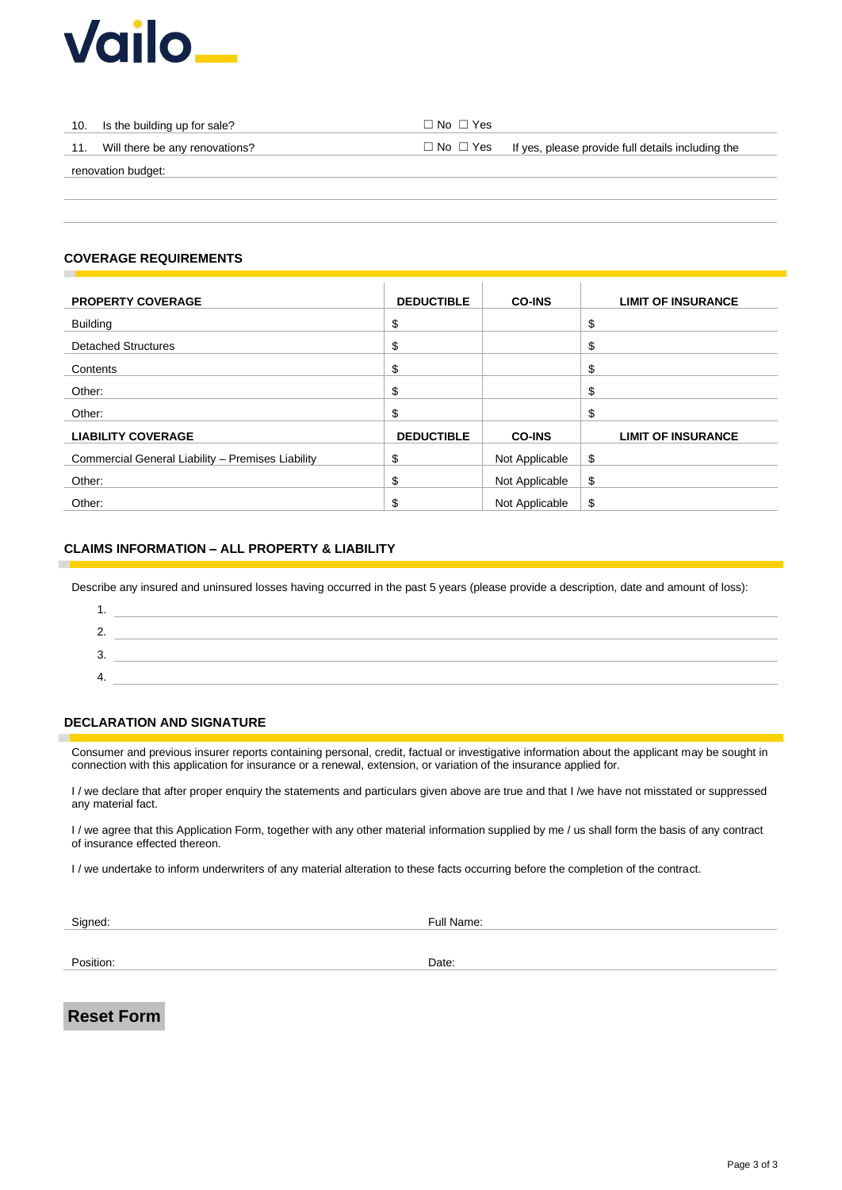Vailo

| | | |
|---|---|---|
| 10. Is the building up for sale? | ☐ No ☐ Yes | |
| 11. Will there be any renovations? | ☐ No ☐ Yes | If yes, please provide full details including the |

renovation budget:

## COVERAGE REQUIREMENTS

| PROPERTY COVERAGE | DEDUCTIBLE | CO-INS | LIMIT OF INSURANCE |
|---|---|---|---|
| Building | $ | | $ |
| Detached Structures | $ | | $ |
| Contents | $ | | $ |
| Other: | $ | | $ |
| Other: | $ | | $ |
| **LIABILITY COVERAGE** | **DEDUCTIBLE** | **CO-INS** | **LIMIT OF INSURANCE** |
| Commercial General Liability – Premises Liability | $ | Not Applicable | $ |
| Other: | $ | Not Applicable | $ |
| Other: | $ | Not Applicable | $ |

## CLAIMS INFORMATION – ALL PROPERTY & LIABILITY

Describe any insured and uninsured losses having occurred in the past 5 years (please provide a description, date and amount of loss):

1.
2.
3.
4.

## DECLARATION AND SIGNATURE

Consumer and previous insurer reports containing personal, credit, factual or investigative information about the applicant may be sought in connection with this application for insurance or a renewal, extension, or variation of the insurance applied for.

I / we declare that after proper enquiry the statements and particulars given above are true and that I /we have not misstated or suppressed any material fact.

I / we agree that this Application Form, together with any other material information supplied by me / us shall form the basis of any contract of insurance effected thereon.

I / we undertake to inform underwriters of any material alteration to these facts occurring before the completion of the contract.

| | |
|---|---|
| Signed: | Full Name: |
| Position: | Date: |

Reset Form